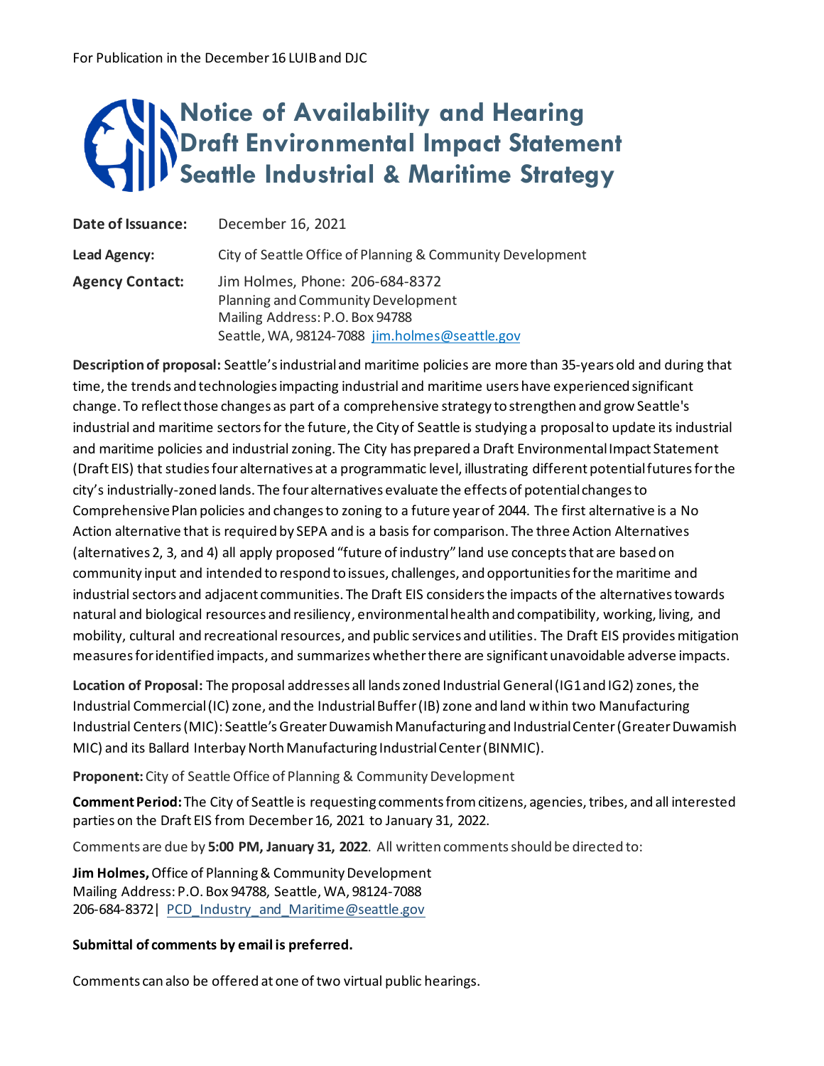For Publication in the December 16 LUIB and DJC

# Notice of Availability and Hearing Draft Environmental Impact Statement Seattle Industrial & Maritime Strategy

| | |
|---|---|
| **Date of Issuance:** | December 16, 2021 |
| **Lead Agency:** | City of Seattle Office of Planning & Community Development |
| **Agency Contact:** | Jim Holmes, Phone: 206-684-8372<br>Planning and Community Development<br>Mailing Address: P.O. Box 94788<br>Seattle, WA, 98124-7088 jim.holmes@seattle.gov |

**Description of proposal:** Seattle's industrial and maritime policies are more than 35-years old and during that time, the trends and technologies impacting industrial and maritime users have experienced significant change. To reflect those changes as part of a comprehensive strategy to strengthen and grow Seattle's industrial and maritime sectors for the future, the City of Seattle is studying a proposal to update its industrial and maritime policies and industrial zoning. The City has prepared a Draft Environmental Impact Statement (Draft EIS) that studies four alternatives at a programmatic level, illustrating different potential futures for the city's industrially-zoned lands. The four alternatives evaluate the effects of potential changes to Comprehensive Plan policies and changes to zoning to a future year of 2044. The first alternative is a No Action alternative that is required by SEPA and is a basis for comparison. The three Action Alternatives (alternatives 2, 3, and 4) all apply proposed "future of industry" land use concepts that are based on community input and intended to respond to issues, challenges, and opportunities for the maritime and industrial sectors and adjacent communities. The Draft EIS considers the impacts of the alternatives towards natural and biological resources and resiliency, environmental health and compatibility, working, living, and mobility, cultural and recreational resources, and public services and utilities. The Draft EIS provides mitigation measures for identified impacts, and summarizes whether there are significant unavoidable adverse impacts.

**Location of Proposal:** The proposal addresses all lands zoned Industrial General (IG1 and IG2) zones, the Industrial Commercial (IC) zone, and the Industrial Buffer (IB) zone and land within two Manufacturing Industrial Centers (MIC): Seattle's Greater Duwamish Manufacturing and Industrial Center (Greater Duwamish MIC) and its Ballard Interbay North Manufacturing Industrial Center (BINMIC).

**Proponent:** City of Seattle Office of Planning & Community Development

**Comment Period:** The City of Seattle is requesting comments from citizens, agencies, tribes, and all interested parties on the Draft EIS from December 16, 2021 to January 31, 2022.

Comments are due by **5:00 PM, January 31, 2022**. All written comments should be directed to:

**Jim Holmes,** Office of Planning & Community Development
Mailing Address: P.O. Box 94788, Seattle, WA, 98124-7088
206-684-8372 | PCD_Industry_and_Maritime@seattle.gov

**Submittal of comments by email is preferred.**

Comments can also be offered at one of two virtual public hearings.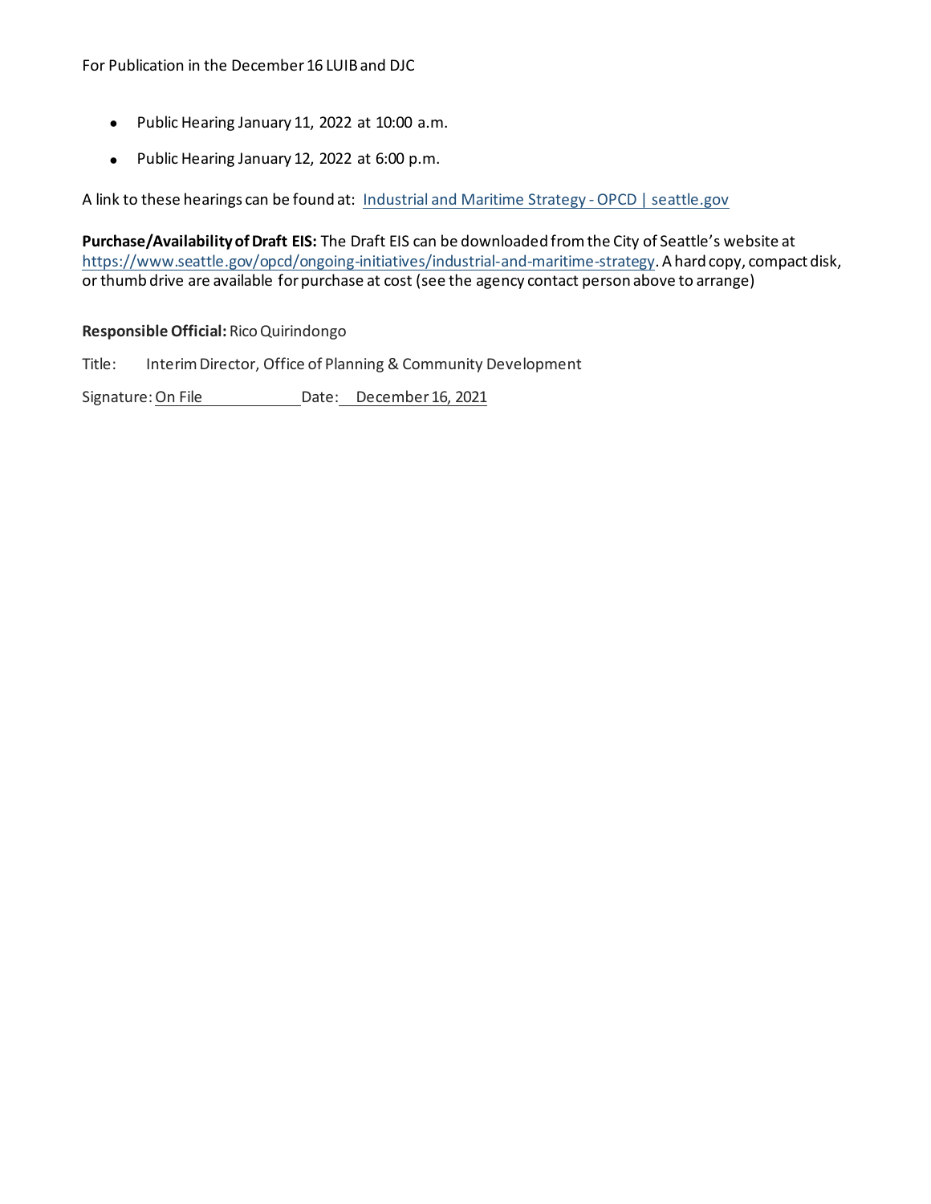For Publication in the December 16 LUIB and DJC

- Public Hearing January 11, 2022 at 10:00 a.m.
- Public Hearing January 12, 2022 at 6:00 p.m.

A link to these hearings can be found at: [Industrial and Maritime Strategy - OPCD | seattle.gov](https://www.seattle.gov/opcd/ongoing-initiatives/industrial-and-maritime-strategy)

**Purchase/Availability of Draft EIS:** The Draft EIS can be downloaded from the City of Seattle's website at https://www.seattle.gov/opcd/ongoing-initiatives/industrial-and-maritime-strategy. A hard copy, compact disk, or thumb drive are available for purchase at cost (see the agency contact person above to arrange)

**Responsible Official:** Rico Quirindongo

Title: Interim Director, Office of Planning & Community Development

Signature: On File Date: December 16, 2021